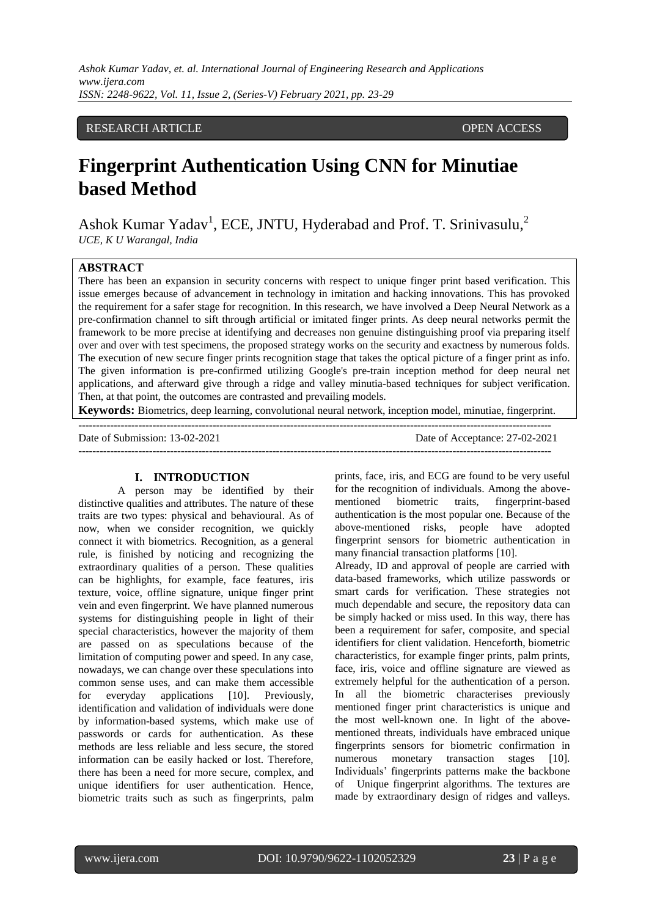RESEARCH ARTICLE OPEN ACCESS

# Fingerprint Authentication Using CNN for Minutiae based Method

Ashok Kumar Yadav[1], ECE, JNTU, Hyderabad and Prof. T. Srinivasulu,[2]
*UCE, K U Warangal, India*

## ABSTRACT

There has been an expansion in security concerns with respect to unique finger print based verification. This issue emerges because of advancement in technology in imitation and hacking innovations. This has provoked the requirement for a safer stage for recognition. In this research, we have involved a Deep Neural Network as a pre-confirmation channel to sift through artificial or imitated finger prints. As deep neural networks permit the framework to be more precise at identifying and decreases non genuine distinguishing proof via preparing itself over and over with test specimens, the proposed strategy works on the security and exactness by numerous folds. The execution of new secure finger prints recognition stage that takes the optical picture of a finger print as info. The given information is pre-confirmed utilizing Google's pre-train inception method for deep neural net applications, and afterward give through a ridge and valley minutia-based techniques for subject verification. Then, at that point, the outcomes are contrasted and prevailing models.

**Keywords:** Biometrics, deep learning, convolutional neural network, inception model, minutiae, fingerprint.

---

Date of Submission: 13-02-2021 Date of Acceptance: 27-02-2021

---

## I. INTRODUCTION

A person may be identified by their distinctive qualities and attributes. The nature of these traits are two types: physical and behavioural. As of now, when we consider recognition, we quickly connect it with biometrics. Recognition, as a general rule, is finished by noticing and recognizing the extraordinary qualities of a person. These qualities can be highlights, for example, face features, iris texture, voice, offline signature, unique finger print vein and even fingerprint. We have planned numerous systems for distinguishing people in light of their special characteristics, however the majority of them are passed on as speculations because of the limitation of computing power and speed. In any case, nowadays, we can change over these speculations into common sense uses, and can make them accessible for everyday applications [10]. Previously, identification and validation of individuals were done by information-based systems, which make use of passwords or cards for authentication. As these methods are less reliable and less secure, the stored information can be easily hacked or lost. Therefore, there has been a need for more secure, complex, and unique identifiers for user authentication. Hence, biometric traits such as such as fingerprints, palm prints, face, iris, and ECG are found to be very useful for the recognition of individuals. Among the above-mentioned biometric traits, fingerprint-based authentication is the most popular one. Because of the above-mentioned risks, people have adopted fingerprint sensors for biometric authentication in many financial transaction platforms [10].

Already, ID and approval of people are carried with data-based frameworks, which utilize passwords or smart cards for verification. These strategies not much dependable and secure, the repository data can be simply hacked or miss used. In this way, there has been a requirement for safer, composite, and special identifiers for client validation. Henceforth, biometric characteristics, for example finger prints, palm prints, face, iris, voice and offline signature are viewed as extremely helpful for the authentication of a person. In all the biometric characterises previously mentioned finger print characteristics is unique and the most well-known one. In light of the above-mentioned threats, individuals have embraced unique fingerprints sensors for biometric confirmation in numerous monetary transaction stages [10]. Individuals' fingerprints patterns make the backbone of Unique fingerprint algorithms. The textures are made by extraordinary design of ridges and valleys.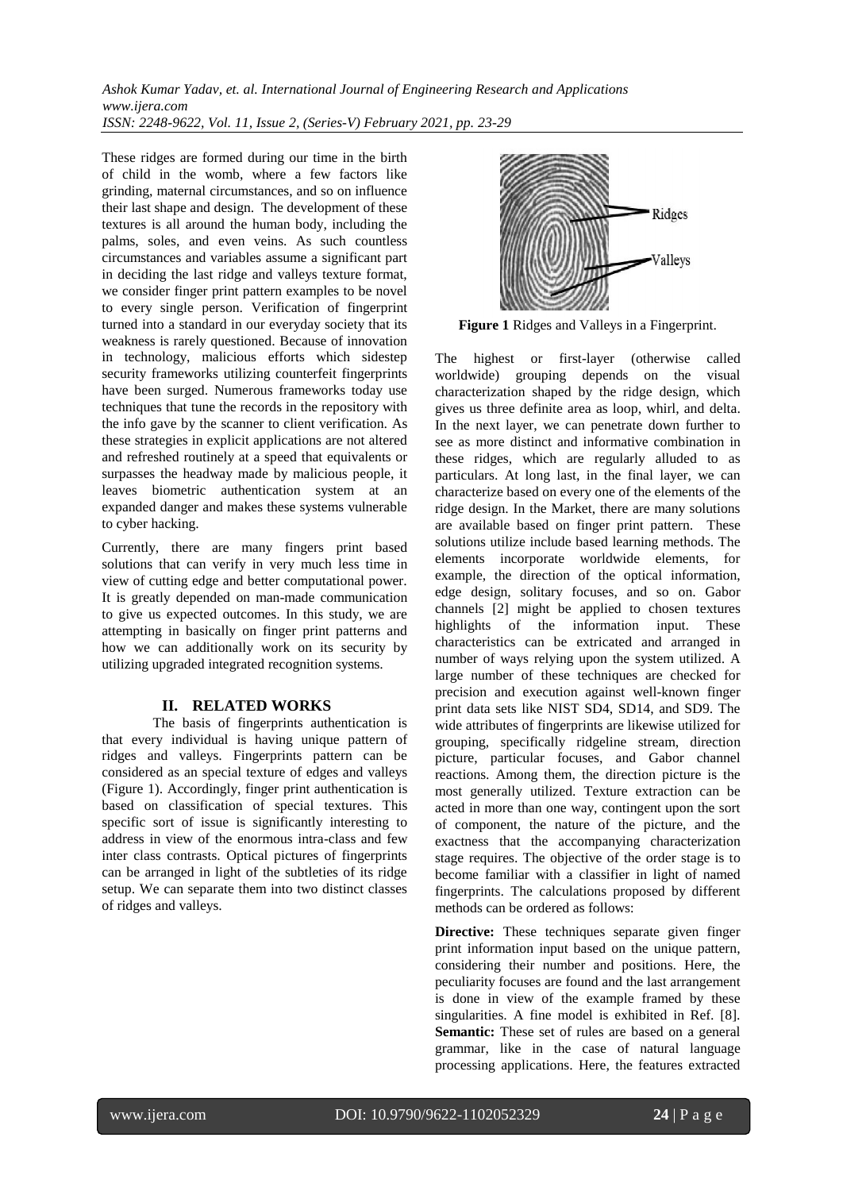These ridges are formed during our time in the birth of child in the womb, where a few factors like grinding, maternal circumstances, and so on influence their last shape and design. The development of these textures is all around the human body, including the palms, soles, and even veins. As such countless circumstances and variables assume a significant part in deciding the last ridge and valleys texture format, we consider finger print pattern examples to be novel to every single person. Verification of fingerprint turned into a standard in our everyday society that its weakness is rarely questioned. Because of innovation in technology, malicious efforts which sidestep security frameworks utilizing counterfeit fingerprints have been surged. Numerous frameworks today use techniques that tune the records in the repository with the info gave by the scanner to client verification. As these strategies in explicit applications are not altered and refreshed routinely at a speed that equivalents or surpasses the headway made by malicious people, it leaves biometric authentication system at an expanded danger and makes these systems vulnerable to cyber hacking.

Currently, there are many fingers print based solutions that can verify in very much less time in view of cutting edge and better computational power. It is greatly depended on man-made communication to give us expected outcomes. In this study, we are attempting in basically on finger print patterns and how we can additionally work on its security by utilizing upgraded integrated recognition systems.

## II. RELATED WORKS

The basis of fingerprints authentication is that every individual is having unique pattern of ridges and valleys. Fingerprints pattern can be considered as an special texture of edges and valleys (Figure 1). Accordingly, finger print authentication is based on classification of special textures. This specific sort of issue is significantly interesting to address in view of the enormous intra-class and few inter class contrasts. Optical pictures of fingerprints can be arranged in light of the subtleties of its ridge setup. We can separate them into two distinct classes of ridges and valleys.

**Figure 1** Ridges and Valleys in a Fingerprint.

The highest or first-layer (otherwise called worldwide) grouping depends on the visual characterization shaped by the ridge design, which gives us three definite area as loop, whirl, and delta. In the next layer, we can penetrate down further to see as more distinct and informative combination in these ridges, which are regularly alluded to as particulars. At long last, in the final layer, we can characterize based on every one of the elements of the ridge design. In the Market, there are many solutions are available based on finger print pattern. These solutions utilize include based learning methods. The elements incorporate worldwide elements, for example, the direction of the optical information, edge design, solitary focuses, and so on. Gabor channels [2] might be applied to chosen textures highlights of the information input. These characteristics can be extricated and arranged in number of ways relying upon the system utilized. A large number of these techniques are checked for precision and execution against well-known finger print data sets like NIST SD4, SD14, and SD9. The wide attributes of fingerprints are likewise utilized for grouping, specifically ridgeline stream, direction picture, particular focuses, and Gabor channel reactions. Among them, the direction picture is the most generally utilized. Texture extraction can be acted in more than one way, contingent upon the sort of component, the nature of the picture, and the exactness that the accompanying characterization stage requires. The objective of the order stage is to become familiar with a classifier in light of named fingerprints. The calculations proposed by different methods can be ordered as follows:

**Directive:** These techniques separate given finger print information input based on the unique pattern, considering their number and positions. Here, the peculiarity focuses are found and the last arrangement is done in view of the example framed by these singularities. A fine model is exhibited in Ref. [8].

**Semantic:** These set of rules are based on a general grammar, like in the case of natural language processing applications. Here, the features extracted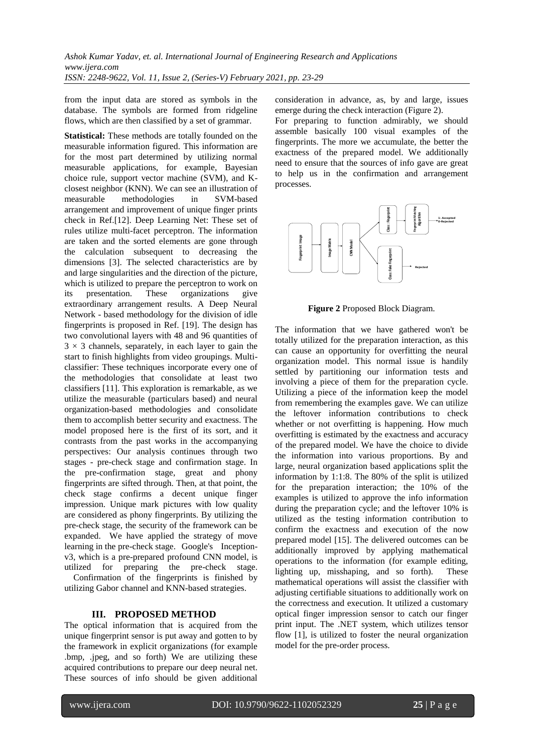from the input data are stored as symbols in the database. The symbols are formed from ridgeline flows, which are then classified by a set of grammar.

**Statistical:** These methods are totally founded on the measurable information figured. This information are for the most part determined by utilizing normal measurable applications, for example, Bayesian choice rule, support vector machine (SVM), and K-closest neighbor (KNN). We can see an illustration of measurable methodologies in SVM-based arrangement and improvement of unique finger prints check in Ref.[12]. Deep Learning Net: These set of rules utilize multi-facet perceptron. The information are taken and the sorted elements are gone through the calculation subsequent to decreasing the dimensions [3]. The selected characteristics are by and large singularities and the direction of the picture, which is utilized to prepare the perceptron to work on its presentation. These organizations give extraordinary arrangement results. A Deep Neural Network - based methodology for the division of idle fingerprints is proposed in Ref. [19]. The design has two convolutional layers with 48 and 96 quantities of $3 \times 3$ channels, separately, in each layer to gain the start to finish highlights from video groupings. Multi-classifier: These techniques incorporate every one of the methodologies that consolidate at least two classifiers [11]. This exploration is remarkable, as we utilize the measurable (particulars based) and neural organization-based methodologies and consolidate them to accomplish better security and exactness. The model proposed here is the first of its sort, and it contrasts from the past works in the accompanying perspectives: Our analysis continues through two stages - pre-check stage and confirmation stage. In the pre-confirmation stage, great and phony fingerprints are sifted through. Then, at that point, the check stage confirms a decent unique finger impression. Unique mark pictures with low quality are considered as phony fingerprints. By utilizing the pre-check stage, the security of the framework can be expanded. We have applied the strategy of move learning in the pre-check stage. Google's Inception-v3, which is a pre-prepared profound CNN model, is utilized for preparing the pre-check stage. Confirmation of the fingerprints is finished by utilizing Gabor channel and KNN-based strategies.

## III. PROPOSED METHOD

The optical information that is acquired from the unique fingerprint sensor is put away and gotten to by the framework in explicit organizations (for example .bmp, .jpeg, and so forth) We are utilizing these acquired contributions to prepare our deep neural net. These sources of info should be given additional consideration in advance, as, by and large, issues emerge during the check interaction (Figure 2).

For preparing to function admirably, we should assemble basically 100 visual examples of the fingerprints. The more we accumulate, the better the exactness of the prepared model. We additionally need to ensure that the sources of info gave are great to help us in the confirmation and arrangement processes.

**Figure 2** Proposed Block Diagram.

The information that we have gathered won't be totally utilized for the preparation interaction, as this can cause an opportunity for overfitting the neural organization model. This normal issue is handily settled by partitioning our information tests and involving a piece of them for the preparation cycle. Utilizing a piece of the information keep the model from remembering the examples gave. We can utilize the leftover information contributions to check whether or not overfitting is happening. How much overfitting is estimated by the exactness and accuracy of the prepared model. We have the choice to divide the information into various proportions. By and large, neural organization based applications split the information by 1:1:8. The 80% of the split is utilized for the preparation interaction; the 10% of the examples is utilized to approve the info information during the preparation cycle; and the leftover 10% is utilized as the testing information contribution to confirm the exactness and execution of the now prepared model [15]. The delivered outcomes can be additionally improved by applying mathematical operations to the information (for example editing, lighting up, misshaping, and so forth). These mathematical operations will assist the classifier with adjusting certifiable situations to additionally work on the correctness and execution. It utilized a customary optical finger impression sensor to catch our finger print input. The .NET system, which utilizes tensor flow [1], is utilized to foster the neural organization model for the pre-order process.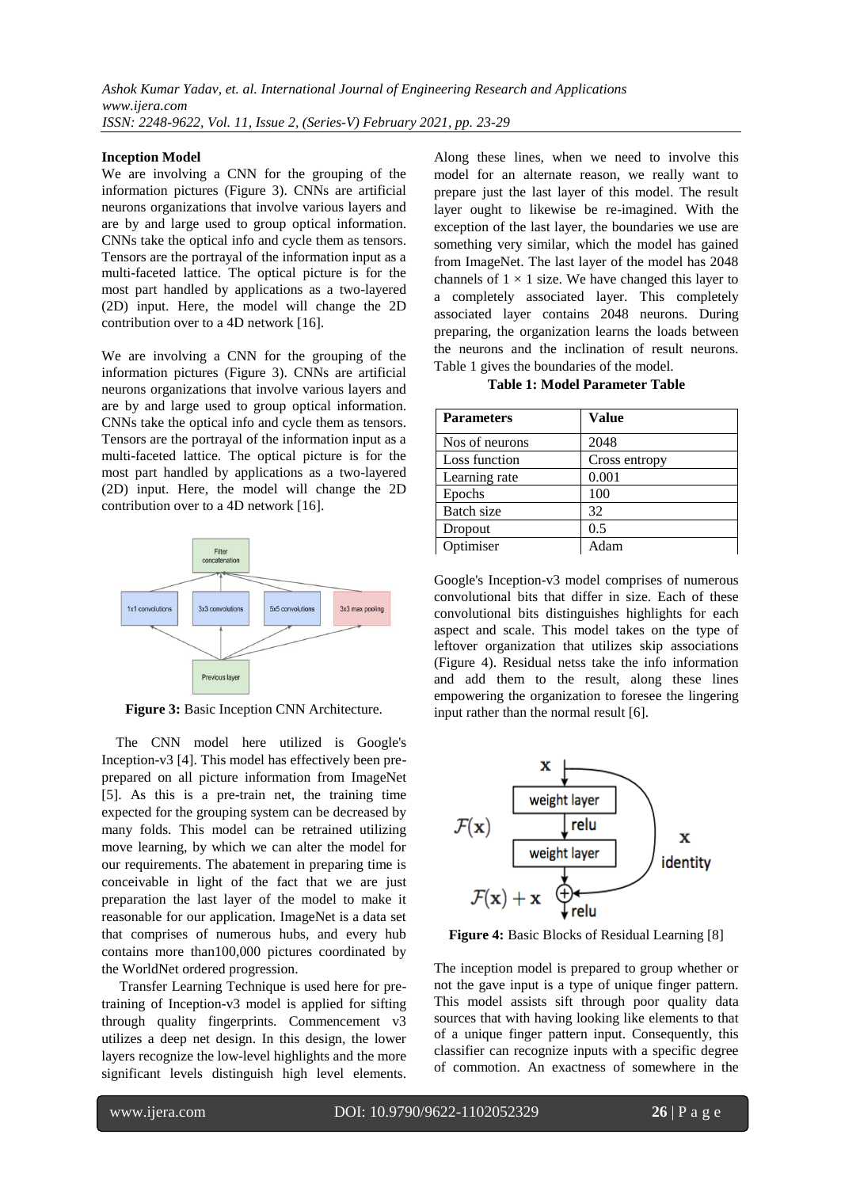**Inception Model**

We are involving a CNN for the grouping of the information pictures (Figure 3). CNNs are artificial neurons organizations that involve various layers and are by and large used to group optical information. CNNs take the optical info and cycle them as tensors. Tensors are the portrayal of the information input as a multi-faceted lattice. The optical picture is for the most part handled by applications as a two-layered (2D) input. Here, the model will change the 2D contribution over to a 4D network [16].

We are involving a CNN for the grouping of the information pictures (Figure 3). CNNs are artificial neurons organizations that involve various layers and are by and large used to group optical information. CNNs take the optical info and cycle them as tensors. Tensors are the portrayal of the information input as a multi-faceted lattice. The optical picture is for the most part handled by applications as a two-layered (2D) input. Here, the model will change the 2D contribution over to a 4D network [16].

**Figure 3:** Basic Inception CNN Architecture.

The CNN model here utilized is Google's Inception-v3 [4]. This model has effectively been pre-prepared on all picture information from ImageNet [5]. As this is a pre-train net, the training time expected for the grouping system can be decreased by many folds. This model can be retrained utilizing move learning, by which we can alter the model for our requirements. The abatement in preparing time is conceivable in light of the fact that we are just preparation the last layer of the model to make it reasonable for our application. ImageNet is a data set that comprises of numerous hubs, and every hub contains more than100,000 pictures coordinated by the WorldNet ordered progression.

Transfer Learning Technique is used here for pre-training of Inception-v3 model is applied for sifting through quality fingerprints. Commencement v3 utilizes a deep net design. In this design, the lower layers recognize the low-level highlights and the more significant levels distinguish high level elements. Along these lines, when we need to involve this model for an alternate reason, we really want to prepare just the last layer of this model. The result layer ought to likewise be re-imagined. With the exception of the last layer, the boundaries we use are something very similar, which the model has gained from ImageNet. The last layer of the model has 2048 channels of $1 \times 1$ size. We have changed this layer to a completely associated layer. This completely associated layer contains 2048 neurons. During preparing, the organization learns the loads between the neurons and the inclination of result neurons. Table 1 gives the boundaries of the model.

**Table 1: Model Parameter Table**

| Parameters | Value |
|---|---|
| Nos of neurons | 2048 |
| Loss function | Cross entropy |
| Learning rate | 0.001 |
| Epochs | 100 |
| Batch size | 32 |
| Dropout | 0.5 |
| Optimiser | Adam |

Google's Inception-v3 model comprises of numerous convolutional bits that differ in size. Each of these convolutional bits distinguishes highlights for each aspect and scale. This model takes on the type of leftover organization that utilizes skip associations (Figure 4). Residual netss take the info information and add them to the result, along these lines empowering the organization to foresee the lingering input rather than the normal result [6].

**Figure 4:** Basic Blocks of Residual Learning [8]

The inception model is prepared to group whether or not the gave input is a type of unique finger pattern. This model assists sift through poor quality data sources that with having looking like elements to that of a unique finger pattern input. Consequently, this classifier can recognize inputs with a specific degree of commotion. An exactness of somewhere in the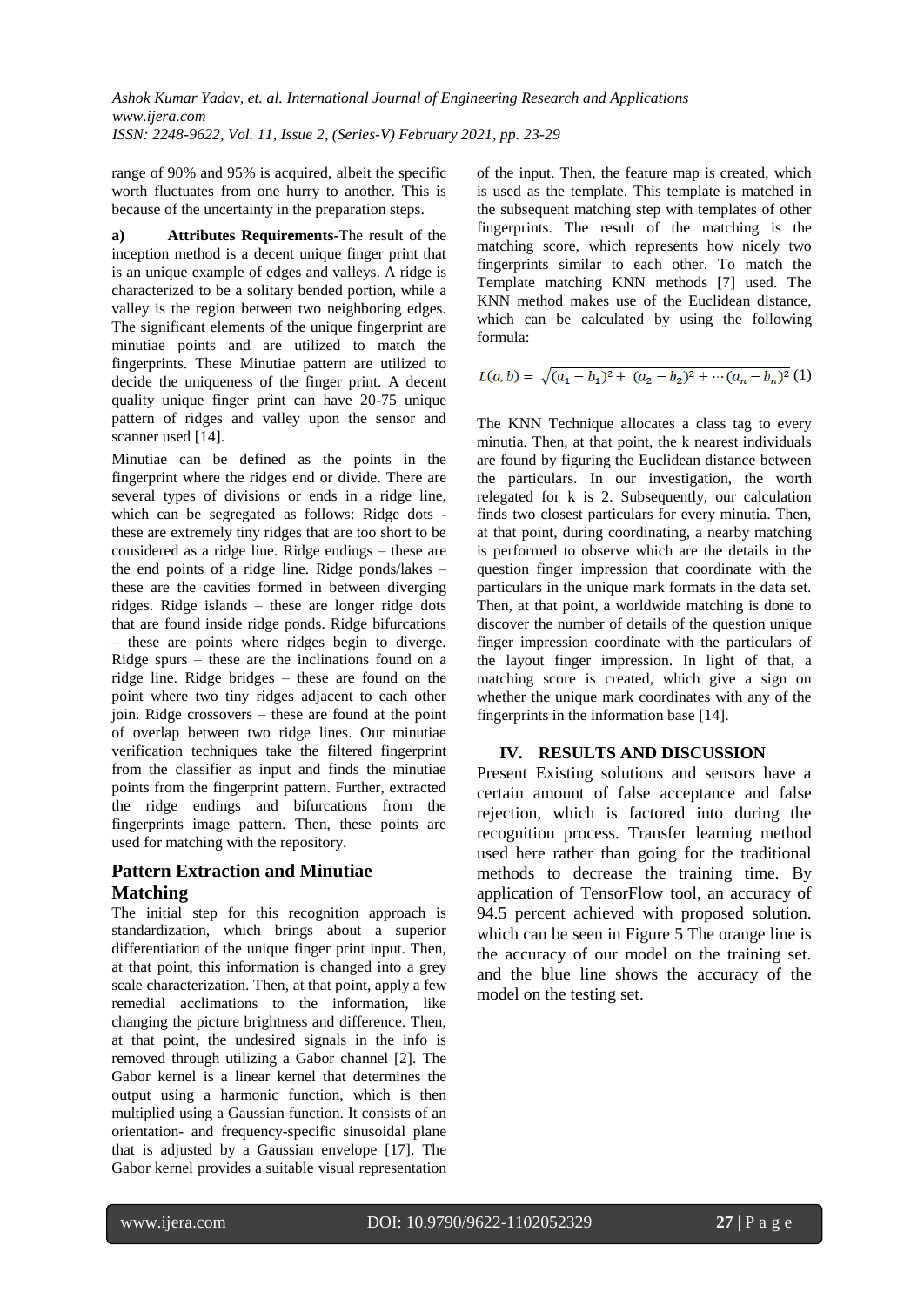range of 90% and 95% is acquired, albeit the specific worth fluctuates from one hurry to another. This is because of the uncertainty in the preparation steps.

**a) Attributes Requirements-**The result of the inception method is a decent unique finger print that is an unique example of edges and valleys. A ridge is characterized to be a solitary bended portion, while a valley is the region between two neighboring edges. The significant elements of the unique fingerprint are minutiae points and are utilized to match the fingerprints. These Minutiae pattern are utilized to decide the uniqueness of the finger print. A decent quality unique finger print can have 20-75 unique pattern of ridges and valley upon the sensor and scanner used [14].

Minutiae can be defined as the points in the fingerprint where the ridges end or divide. There are several types of divisions or ends in a ridge line, which can be segregated as follows: Ridge dots - these are extremely tiny ridges that are too short to be considered as a ridge line. Ridge endings – these are the end points of a ridge line. Ridge ponds/lakes – these are the cavities formed in between diverging ridges. Ridge islands – these are longer ridge dots that are found inside ridge ponds. Ridge bifurcations – these are points where ridges begin to diverge. Ridge spurs – these are the inclinations found on a ridge line. Ridge bridges – these are found on the point where two tiny ridges adjacent to each other join. Ridge crossovers – these are found at the point of overlap between two ridge lines. Our minutiae verification techniques take the filtered fingerprint from the classifier as input and finds the minutiae points from the fingerprint pattern. Further, extracted the ridge endings and bifurcations from the fingerprints image pattern. Then, these points are used for matching with the repository.

## Pattern Extraction and Minutiae Matching

The initial step for this recognition approach is standardization, which brings about a superior differentiation of the unique finger print input. Then, at that point, this information is changed into a grey scale characterization. Then, at that point, apply a few remedial acclimations to the information, like changing the picture brightness and difference. Then, at that point, the undesired signals in the info is removed through utilizing a Gabor channel [2]. The Gabor kernel is a linear kernel that determines the output using a harmonic function, which is then multiplied using a Gaussian function. It consists of an orientation- and frequency-specific sinusoidal plane that is adjusted by a Gaussian envelope [17]. The Gabor kernel provides a suitable visual representation of the input. Then, the feature map is created, which is used as the template. This template is matched in the subsequent matching step with templates of other fingerprints. The result of the matching is the matching score, which represents how nicely two fingerprints similar to each other. To match the Template matching KNN methods [7] used. The KNN method makes use of the Euclidean distance, which can be calculated by using the following formula:

$$L(a, b) = \sqrt{(a_1 - b_1)^2 + (a_2 - b_2)^2 + \cdots (a_n - b_n)^2} \quad (1)$$

The KNN Technique allocates a class tag to every minutia. Then, at that point, the k nearest individuals are found by figuring the Euclidean distance between the particulars. In our investigation, the worth relegated for k is 2. Subsequently, our calculation finds two closest particulars for every minutia. Then, at that point, during coordinating, a nearby matching is performed to observe which are the details in the question finger impression that coordinate with the particulars in the unique mark formats in the data set. Then, at that point, a worldwide matching is done to discover the number of details of the question unique finger impression coordinate with the particulars of the layout finger impression. In light of that, a matching score is created, which give a sign on whether the unique mark coordinates with any of the fingerprints in the information base [14].

## IV. RESULTS AND DISCUSSION

Present Existing solutions and sensors have a certain amount of false acceptance and false rejection, which is factored into during the recognition process. Transfer learning method used here rather than going for the traditional methods to decrease the training time. By application of TensorFlow tool, an accuracy of 94.5 percent achieved with proposed solution. which can be seen in Figure 5 The orange line is the accuracy of our model on the training set. and the blue line shows the accuracy of the model on the testing set.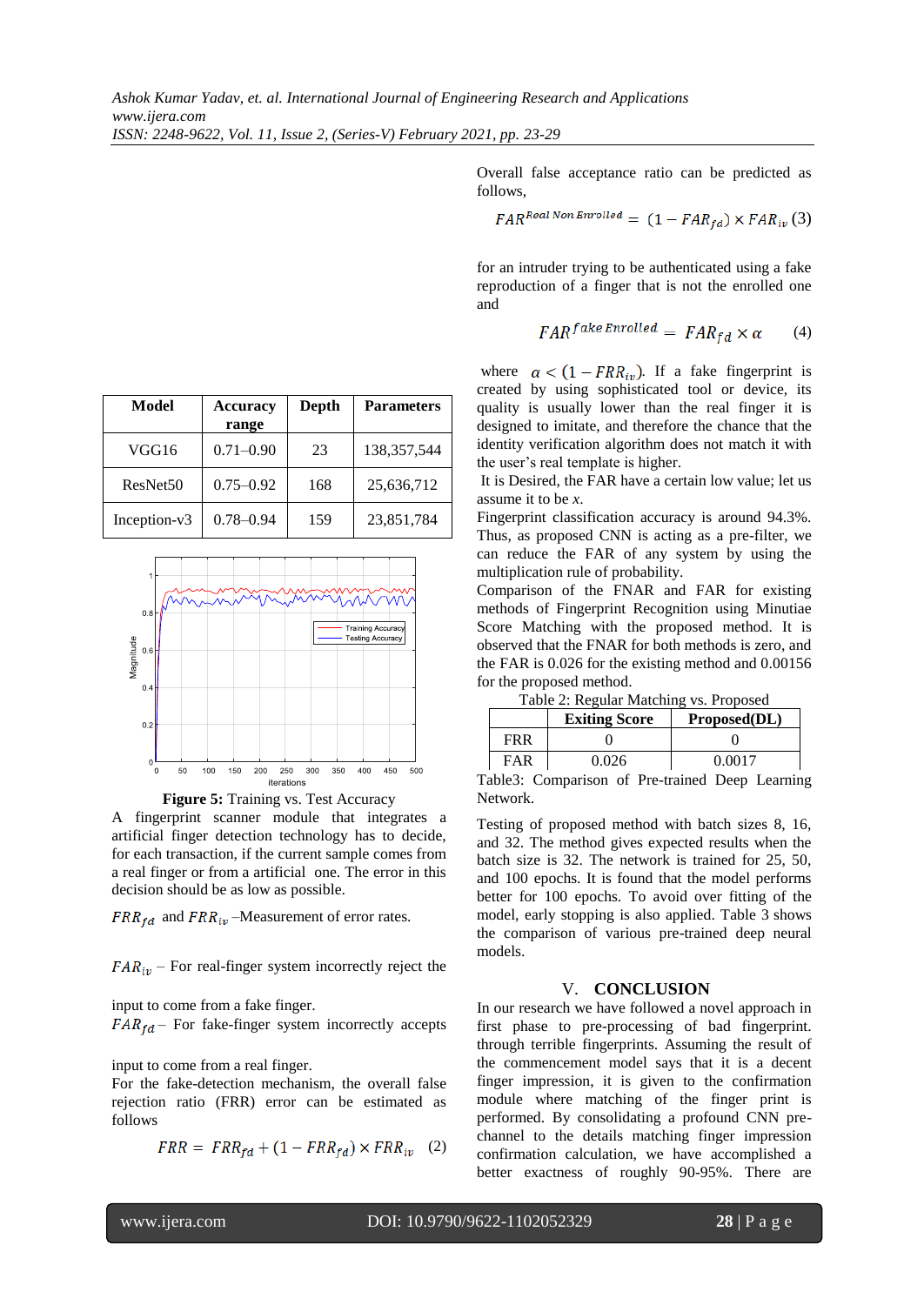| Model | Accuracy range | Depth | Parameters |
| --- | --- | --- | --- |
| VGG16 | 0.71–0.90 | 23 | 138,357,544 |
| ResNet50 | 0.75–0.92 | 168 | 25,636,712 |
| Inception-v3 | 0.78–0.94 | 159 | 23,851,784 |

**Figure 5:** Training vs. Test Accuracy

A fingerprint scanner module that integrates a artificial finger detection technology has to decide, for each transaction, if the current sample comes from a real finger or from a artificial one. The error in this decision should be as low as possible.

$FRR_{fd}$ and $FRR_{iv}$ –Measurement of error rates.

$FAR_{iv}$ – For real-finger system incorrectly reject the input to come from a fake finger.

$FAR_{fd}$ – For fake-finger system incorrectly accepts input to come from a real finger.

For the fake-detection mechanism, the overall false rejection ratio (FRR) error can be estimated as follows

$$FRR = FRR_{fd} + (1 - FRR_{fd}) \times FRR_{iv} \quad (2)$$

Overall false acceptance ratio can be predicted as follows,

$$FAR^{Real\ Non\ Enrolled} = (1 - FAR_{fd}) \times FAR_{iv} \quad (3)$$

for an intruder trying to be authenticated using a fake reproduction of a finger that is not the enrolled one and

$$FAR^{fake\ Enrolled} = FAR_{fd} \times \alpha \quad (4)$$

where $\alpha < (1 - FRR_{iv})$. If a fake fingerprint is created by using sophisticated tool or device, its quality is usually lower than the real finger it is designed to imitate, and therefore the chance that the identity verification algorithm does not match it with the user's real template is higher.

It is Desired, the FAR have a certain low value; let us assume it to be *x*.

Fingerprint classification accuracy is around 94.3%. Thus, as proposed CNN is acting as a pre-filter, we can reduce the FAR of any system by using the multiplication rule of probability.

Comparison of the FNAR and FAR for existing methods of Fingerprint Recognition using Minutiae Score Matching with the proposed method. It is observed that the FNAR for both methods is zero, and the FAR is 0.026 for the existing method and 0.00156 for the proposed method.

Table 2: Regular Matching vs. Proposed

| | Exiting Score | Proposed(DL) |
| --- | --- | --- |
| FRR | 0 | 0 |
| FAR | 0.026 | 0.0017 |

Table3: Comparison of Pre-trained Deep Learning Network.

Testing of proposed method with batch sizes 8, 16, and 32. The method gives expected results when the batch size is 32. The network is trained for 25, 50, and 100 epochs. It is found that the model performs better for 100 epochs. To avoid over fitting of the model, early stopping is also applied. Table 3 shows the comparison of various pre-trained deep neural models.

## V. CONCLUSION

In our research we have followed a novel approach in first phase to pre-processing of bad fingerprint. through terrible fingerprints. Assuming the result of the commencement model says that it is a decent finger impression, it is given to the confirmation module where matching of the finger print is performed. By consolidating a profound CNN pre-channel to the details matching finger impression confirmation calculation, we have accomplished a better exactness of roughly 90-95%. There are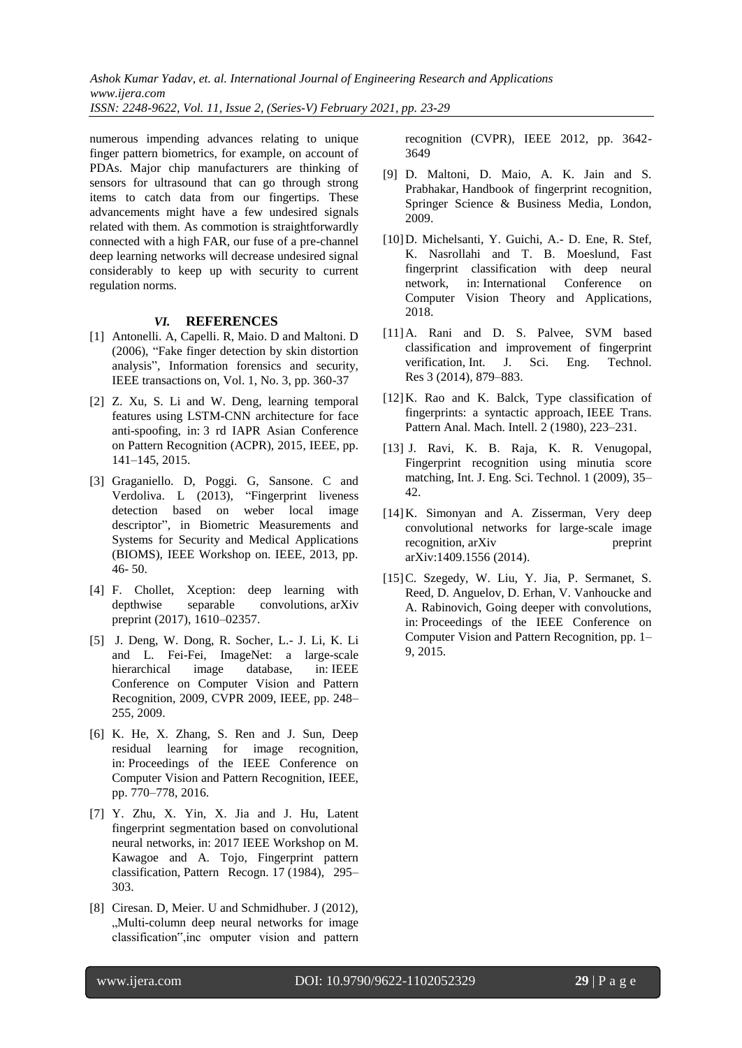numerous impending advances relating to unique finger pattern biometrics, for example, on account of PDAs. Major chip manufacturers are thinking of sensors for ultrasound that can go through strong items to catch data from our fingertips. These advancements might have a few undesired signals related with them. As commotion is straightforwardly connected with a high FAR, our fuse of a pre-channel deep learning networks will decrease undesired signal considerably to keep up with security to current regulation norms.

## *VI.* REFERENCES

[1] Antonelli. A, Capelli. R, Maio. D and Maltoni. D (2006), "Fake finger detection by skin distortion analysis", Information forensics and security, IEEE transactions on, Vol. 1, No. 3, pp. 360-37

[2] Z. Xu, S. Li and W. Deng, learning temporal features using LSTM-CNN architecture for face anti-spoofing, in: 3 rd IAPR Asian Conference on Pattern Recognition (ACPR), 2015, IEEE, pp. 141–145, 2015.

[3] Graganiello. D, Poggi. G, Sansone. C and Verdoliva. L (2013), "Fingerprint liveness detection based on weber local image descriptor", in Biometric Measurements and Systems for Security and Medical Applications (BIOMS), IEEE Workshop on. IEEE, 2013, pp. 46- 50.

[4] F. Chollet, Xception: deep learning with depthwise separable convolutions, arXiv preprint (2017), 1610–02357.

[5] J. Deng, W. Dong, R. Socher, L.- J. Li, K. Li and L. Fei-Fei, ImageNet: a large-scale hierarchical image database, in: IEEE Conference on Computer Vision and Pattern Recognition, 2009, CVPR 2009, IEEE, pp. 248–255, 2009.

[6] K. He, X. Zhang, S. Ren and J. Sun, Deep residual learning for image recognition, in: Proceedings of the IEEE Conference on Computer Vision and Pattern Recognition, IEEE, pp. 770–778, 2016.

[7] Y. Zhu, X. Yin, X. Jia and J. Hu, Latent fingerprint segmentation based on convolutional neural networks, in: 2017 IEEE Workshop on M. Kawagoe and A. Tojo, Fingerprint pattern classification, Pattern Recogn. 17 (1984), 295–303.

[8] Ciresan. D, Meier. U and Schmidhuber. J (2012), „Multi-column deep neural networks for image classification",inc omputer vision and pattern recognition (CVPR), IEEE 2012, pp. 3642-3649

[9] D. Maltoni, D. Maio, A. K. Jain and S. Prabhakar, Handbook of fingerprint recognition, Springer Science & Business Media, London, 2009.

[10] D. Michelsanti, Y. Guichi, A.- D. Ene, R. Stef, K. Nasrollahi and T. B. Moeslund, Fast fingerprint classification with deep neural network, in: International Conference on Computer Vision Theory and Applications, 2018.

[11] A. Rani and D. S. Palvee, SVM based classification and improvement of fingerprint verification, Int. J. Sci. Eng. Technol. Res 3 (2014), 879–883.

[12] K. Rao and K. Balck, Type classification of fingerprints: a syntactic approach, IEEE Trans. Pattern Anal. Mach. Intell. 2 (1980), 223–231.

[13] J. Ravi, K. B. Raja, K. R. Venugopal, Fingerprint recognition using minutia score matching, Int. J. Eng. Sci. Technol. 1 (2009), 35–42.

[14] K. Simonyan and A. Zisserman, Very deep convolutional networks for large-scale image recognition, arXiv preprint arXiv:1409.1556 (2014).

[15] C. Szegedy, W. Liu, Y. Jia, P. Sermanet, S. Reed, D. Anguelov, D. Erhan, V. Vanhoucke and A. Rabinovich, Going deeper with convolutions, in: Proceedings of the IEEE Conference on Computer Vision and Pattern Recognition, pp. 1–9, 2015.